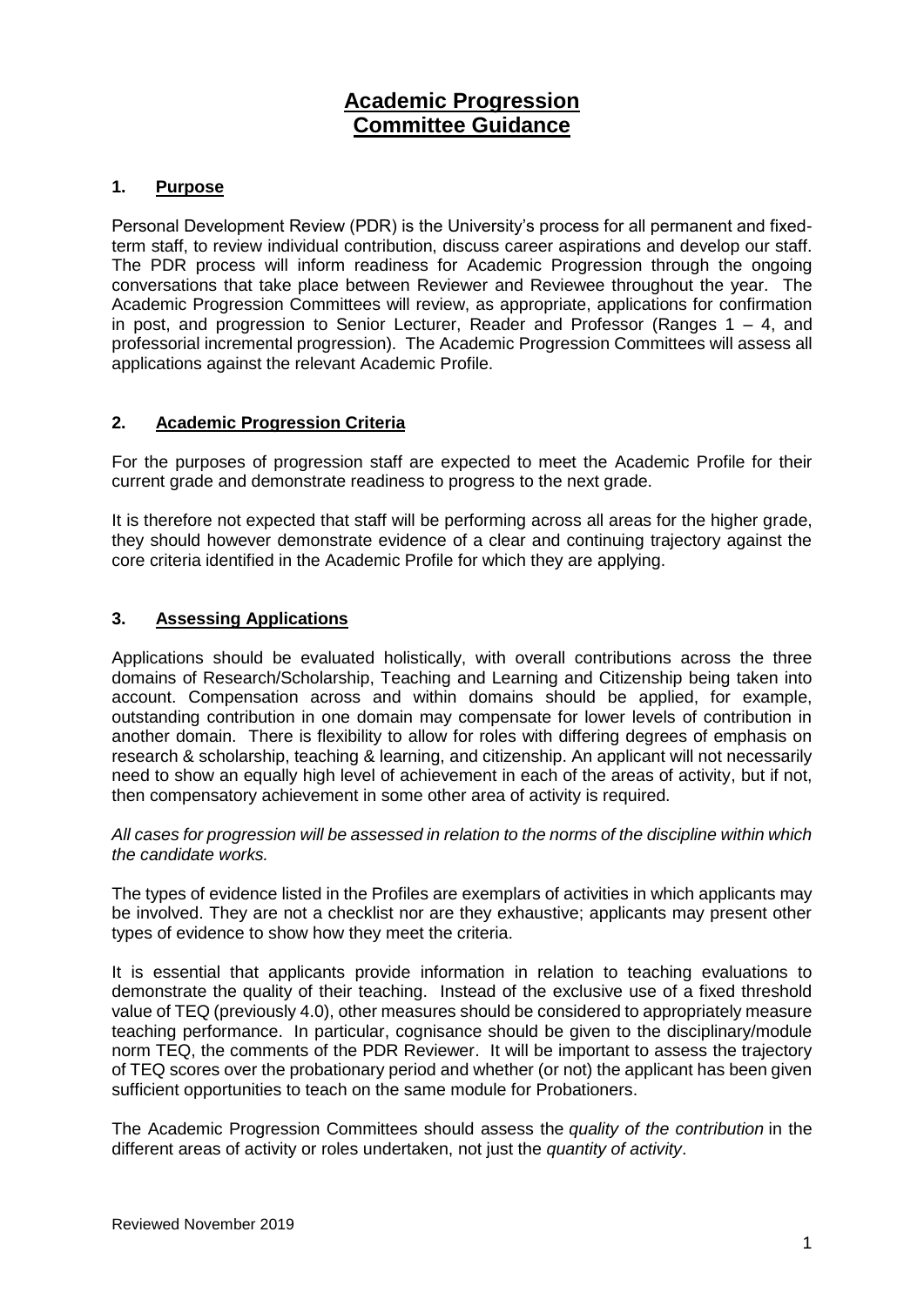# Academic Progression Committee Guidance

## 1. Purpose

Personal Development Review (PDR) is the University's process for all permanent and fixed-term staff, to review individual contribution, discuss career aspirations and develop our staff. The PDR process will inform readiness for Academic Progression through the ongoing conversations that take place between Reviewer and Reviewee throughout the year. The Academic Progression Committees will review, as appropriate, applications for confirmation in post, and progression to Senior Lecturer, Reader and Professor (Ranges 1 – 4, and professorial incremental progression). The Academic Progression Committees will assess all applications against the relevant Academic Profile.

## 2. Academic Progression Criteria

For the purposes of progression staff are expected to meet the Academic Profile for their current grade and demonstrate readiness to progress to the next grade.

It is therefore not expected that staff will be performing across all areas for the higher grade, they should however demonstrate evidence of a clear and continuing trajectory against the core criteria identified in the Academic Profile for which they are applying.

## 3. Assessing Applications

Applications should be evaluated holistically, with overall contributions across the three domains of Research/Scholarship, Teaching and Learning and Citizenship being taken into account. Compensation across and within domains should be applied, for example, outstanding contribution in one domain may compensate for lower levels of contribution in another domain. There is flexibility to allow for roles with differing degrees of emphasis on research & scholarship, teaching & learning, and citizenship. An applicant will not necessarily need to show an equally high level of achievement in each of the areas of activity, but if not, then compensatory achievement in some other area of activity is required.

*All cases for progression will be assessed in relation to the norms of the discipline within which the candidate works.*

The types of evidence listed in the Profiles are exemplars of activities in which applicants may be involved. They are not a checklist nor are they exhaustive; applicants may present other types of evidence to show how they meet the criteria.

It is essential that applicants provide information in relation to teaching evaluations to demonstrate the quality of their teaching. Instead of the exclusive use of a fixed threshold value of TEQ (previously 4.0), other measures should be considered to appropriately measure teaching performance. In particular, cognisance should be given to the disciplinary/module norm TEQ, the comments of the PDR Reviewer. It will be important to assess the trajectory of TEQ scores over the probationary period and whether (or not) the applicant has been given sufficient opportunities to teach on the same module for Probationers.

The Academic Progression Committees should assess the *quality of the contribution* in the different areas of activity or roles undertaken, not just the *quantity of activity*.

Reviewed November 2019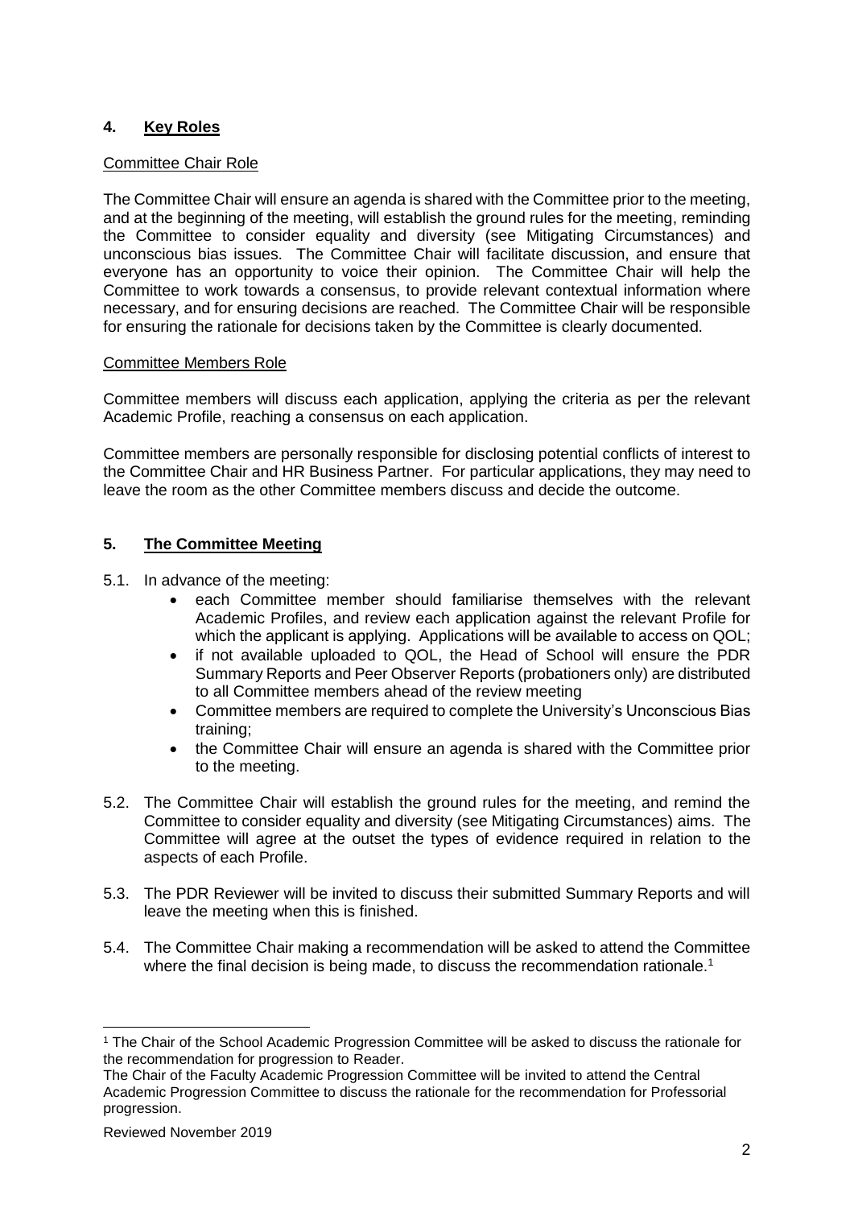## 4. Key Roles

Committee Chair Role

The Committee Chair will ensure an agenda is shared with the Committee prior to the meeting, and at the beginning of the meeting, will establish the ground rules for the meeting, reminding the Committee to consider equality and diversity (see Mitigating Circumstances) and unconscious bias issues. The Committee Chair will facilitate discussion, and ensure that everyone has an opportunity to voice their opinion. The Committee Chair will help the Committee to work towards a consensus, to provide relevant contextual information where necessary, and for ensuring decisions are reached. The Committee Chair will be responsible for ensuring the rationale for decisions taken by the Committee is clearly documented.

Committee Members Role

Committee members will discuss each application, applying the criteria as per the relevant Academic Profile, reaching a consensus on each application.

Committee members are personally responsible for disclosing potential conflicts of interest to the Committee Chair and HR Business Partner. For particular applications, they may need to leave the room as the other Committee members discuss and decide the outcome.

## 5. The Committee Meeting

5.1. In advance of the meeting:

- each Committee member should familiarise themselves with the relevant Academic Profiles, and review each application against the relevant Profile for which the applicant is applying. Applications will be available to access on QOL;
- if not available uploaded to QOL, the Head of School will ensure the PDR Summary Reports and Peer Observer Reports (probationers only) are distributed to all Committee members ahead of the review meeting
- Committee members are required to complete the University's Unconscious Bias training;
- the Committee Chair will ensure an agenda is shared with the Committee prior to the meeting.

5.2. The Committee Chair will establish the ground rules for the meeting, and remind the Committee to consider equality and diversity (see Mitigating Circumstances) aims. The Committee will agree at the outset the types of evidence required in relation to the aspects of each Profile.

5.3. The PDR Reviewer will be invited to discuss their submitted Summary Reports and will leave the meeting when this is finished.

5.4. The Committee Chair making a recommendation will be asked to attend the Committee where the final decision is being made, to discuss the recommendation rationale.[1]

[1] The Chair of the School Academic Progression Committee will be asked to discuss the rationale for the recommendation for progression to Reader.
The Chair of the Faculty Academic Progression Committee will be invited to attend the Central Academic Progression Committee to discuss the rationale for the recommendation for Professorial progression.

Reviewed November 2019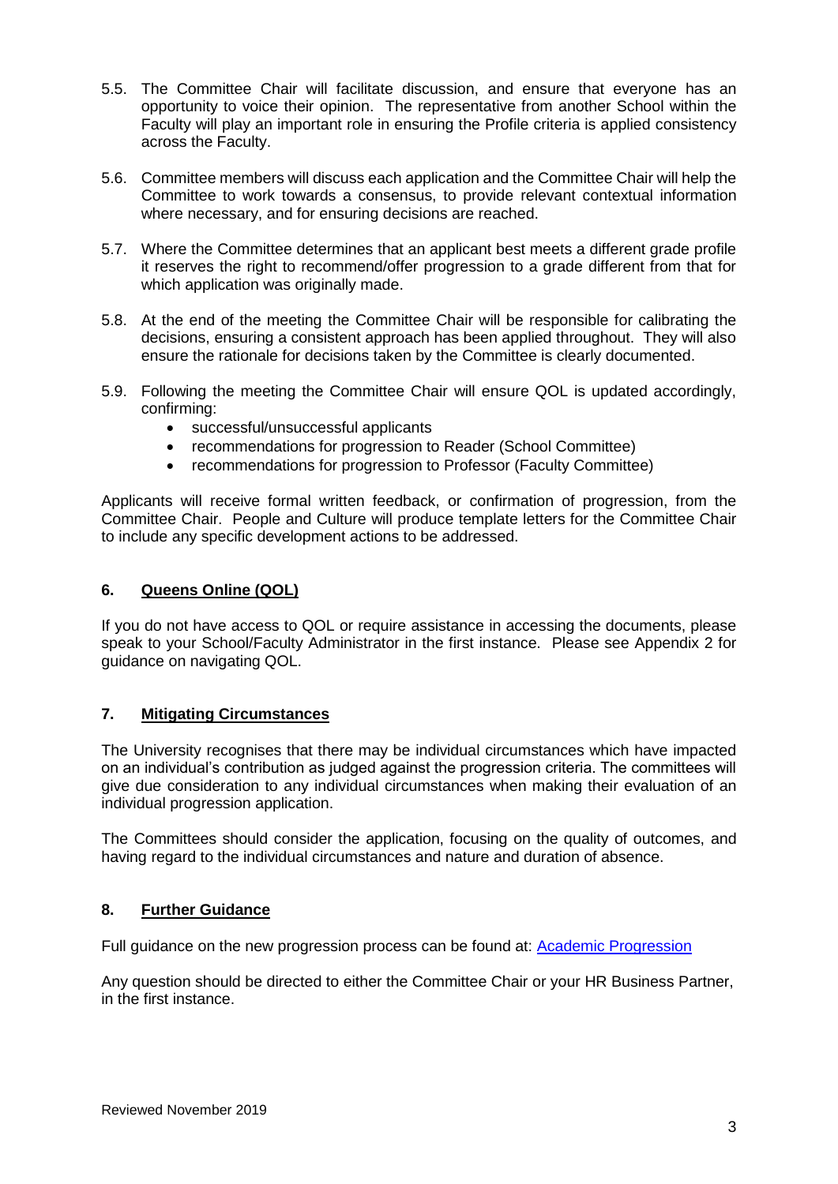5.5. The Committee Chair will facilitate discussion, and ensure that everyone has an opportunity to voice their opinion. The representative from another School within the Faculty will play an important role in ensuring the Profile criteria is applied consistency across the Faculty.

5.6. Committee members will discuss each application and the Committee Chair will help the Committee to work towards a consensus, to provide relevant contextual information where necessary, and for ensuring decisions are reached.

5.7. Where the Committee determines that an applicant best meets a different grade profile it reserves the right to recommend/offer progression to a grade different from that for which application was originally made.

5.8. At the end of the meeting the Committee Chair will be responsible for calibrating the decisions, ensuring a consistent approach has been applied throughout. They will also ensure the rationale for decisions taken by the Committee is clearly documented.

5.9. Following the meeting the Committee Chair will ensure QOL is updated accordingly, confirming:
   - successful/unsuccessful applicants
   - recommendations for progression to Reader (School Committee)
   - recommendations for progression to Professor (Faculty Committee)

Applicants will receive formal written feedback, or confirmation of progression, from the Committee Chair. People and Culture will produce template letters for the Committee Chair to include any specific development actions to be addressed.

## 6. Queens Online (QOL)

If you do not have access to QOL or require assistance in accessing the documents, please speak to your School/Faculty Administrator in the first instance. Please see Appendix 2 for guidance on navigating QOL.

## 7. Mitigating Circumstances

The University recognises that there may be individual circumstances which have impacted on an individual's contribution as judged against the progression criteria. The committees will give due consideration to any individual circumstances when making their evaluation of an individual progression application.

The Committees should consider the application, focusing on the quality of outcomes, and having regard to the individual circumstances and nature and duration of absence.

## 8. Further Guidance

Full guidance on the new progression process can be found at: Academic Progression

Any question should be directed to either the Committee Chair or your HR Business Partner, in the first instance.

Reviewed November 2019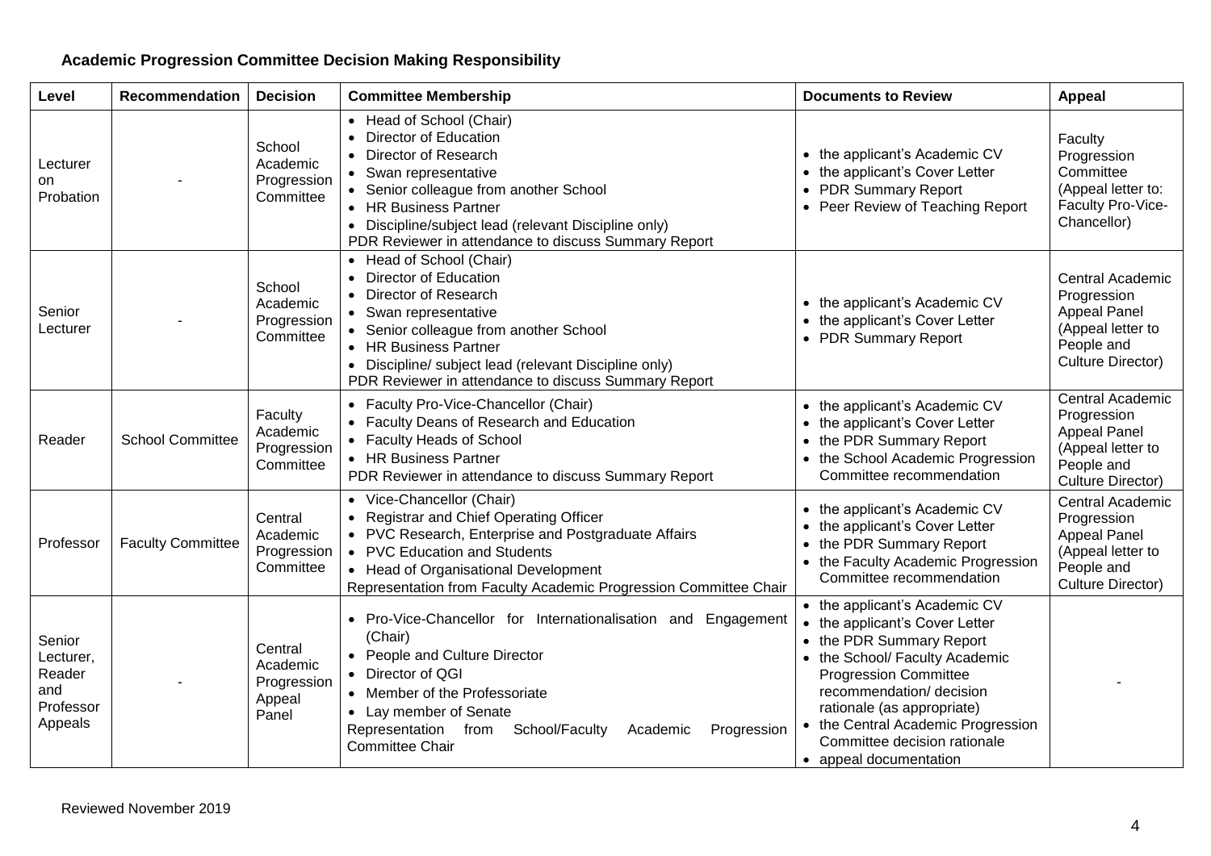### Academic Progression Committee Decision Making Responsibility

| Level | Recommendation | Decision | Committee Membership | Documents to Review | Appeal |
|---|---|---|---|---|---|
| Lecturer on Probation | - | School Academic Progression Committee | • Head of School (Chair)<br>• Director of Education<br>• Director of Research<br>• Swan representative<br>• Senior colleague from another School<br>• HR Business Partner<br>• Discipline/subject lead (relevant Discipline only)<br>PDR Reviewer in attendance to discuss Summary Report | • the applicant's Academic CV<br>• the applicant's Cover Letter<br>• PDR Summary Report<br>• Peer Review of Teaching Report | Faculty Progression Committee (Appeal letter to: Faculty Pro-Vice-Chancellor) |
| Senior Lecturer | - | School Academic Progression Committee | • Head of School (Chair)<br>• Director of Education<br>• Director of Research<br>• Swan representative<br>• Senior colleague from another School<br>• HR Business Partner<br>• Discipline/ subject lead (relevant Discipline only)<br>PDR Reviewer in attendance to discuss Summary Report | • the applicant's Academic CV<br>• the applicant's Cover Letter<br>• PDR Summary Report | Central Academic Progression Appeal Panel (Appeal letter to People and Culture Director) |
| Reader | School Committee | Faculty Academic Progression Committee | • Faculty Pro-Vice-Chancellor (Chair)<br>• Faculty Deans of Research and Education<br>• Faculty Heads of School<br>• HR Business Partner<br>PDR Reviewer in attendance to discuss Summary Report | • the applicant's Academic CV<br>• the applicant's Cover Letter<br>• the PDR Summary Report<br>• the School Academic Progression Committee recommendation | Central Academic Progression Appeal Panel (Appeal letter to People and Culture Director) |
| Professor | Faculty Committee | Central Academic Progression Committee | • Vice-Chancellor (Chair)<br>• Registrar and Chief Operating Officer<br>• PVC Research, Enterprise and Postgraduate Affairs<br>• PVC Education and Students<br>• Head of Organisational Development<br>Representation from Faculty Academic Progression Committee Chair | • the applicant's Academic CV<br>• the applicant's Cover Letter<br>• the PDR Summary Report<br>• the Faculty Academic Progression Committee recommendation | Central Academic Progression Appeal Panel (Appeal letter to People and Culture Director) |
| Senior Lecturer, Reader and Professor Appeals | - | Central Academic Progression Appeal Panel | • Pro-Vice-Chancellor for Internationalisation and Engagement (Chair)<br>• People and Culture Director<br>• Director of QGI<br>• Member of the Professoriate<br>• Lay member of Senate<br>Representation from School/Faculty Academic Progression Committee Chair | • the applicant's Academic CV<br>• the applicant's Cover Letter<br>• the PDR Summary Report<br>• the School/ Faculty Academic Progression Committee recommendation/ decision rationale (as appropriate)<br>• the Central Academic Progression Committee decision rationale<br>• appeal documentation | - |

Reviewed November 2019